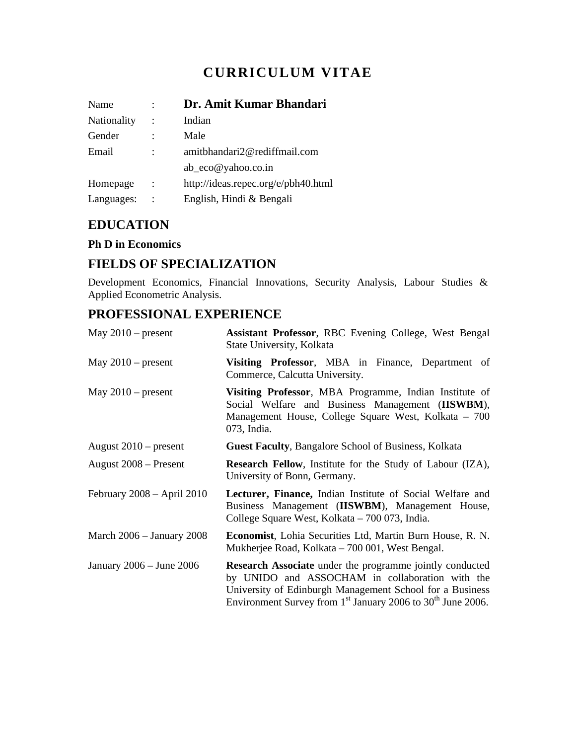# CURRICULUM VITAE

| | | |
|---|---|---|
| Name | : | **Dr. Amit Kumar Bhandari** |
| Nationality | : | Indian |
| Gender | : | Male |
| Email | : | amitbhandari2@rediffmail.com |
| | | ab_eco@yahoo.co.in |
| Homepage | : | http://ideas.repec.org/e/pbh40.html |
| Languages: | : | English, Hindi & Bengali |

## EDUCATION

**Ph D in Economics**

## FIELDS OF SPECIALIZATION

Development Economics, Financial Innovations, Security Analysis, Labour Studies & Applied Econometric Analysis.

## PROFESSIONAL EXPERIENCE

| | |
|---|---|
| May 2010 – present | **Assistant Professor**, RBC Evening College, West Bengal State University, Kolkata |
| May 2010 – present | **Visiting Professor**, MBA in Finance, Department of Commerce, Calcutta University. |
| May 2010 – present | **Visiting Professor**, MBA Programme, Indian Institute of Social Welfare and Business Management (**IISWBM**), Management House, College Square West, Kolkata – 700 073, India. |
| August 2010 – present | **Guest Faculty**, Bangalore School of Business, Kolkata |
| August 2008 – Present | **Research Fellow**, Institute for the Study of Labour (IZA), University of Bonn, Germany. |
| February 2008 – April 2010 | **Lecturer, Finance,** Indian Institute of Social Welfare and Business Management (**IISWBM**), Management House, College Square West, Kolkata – 700 073, India. |
| March 2006 – January 2008 | **Economist**, Lohia Securities Ltd, Martin Burn House, R. N. Mukherjee Road, Kolkata – 700 001, West Bengal. |
| January 2006 – June 2006 | **Research Associate** under the programme jointly conducted by UNIDO and ASSOCHAM in collaboration with the University of Edinburgh Management School for a Business Environment Survey from 1st January 2006 to 30th June 2006. |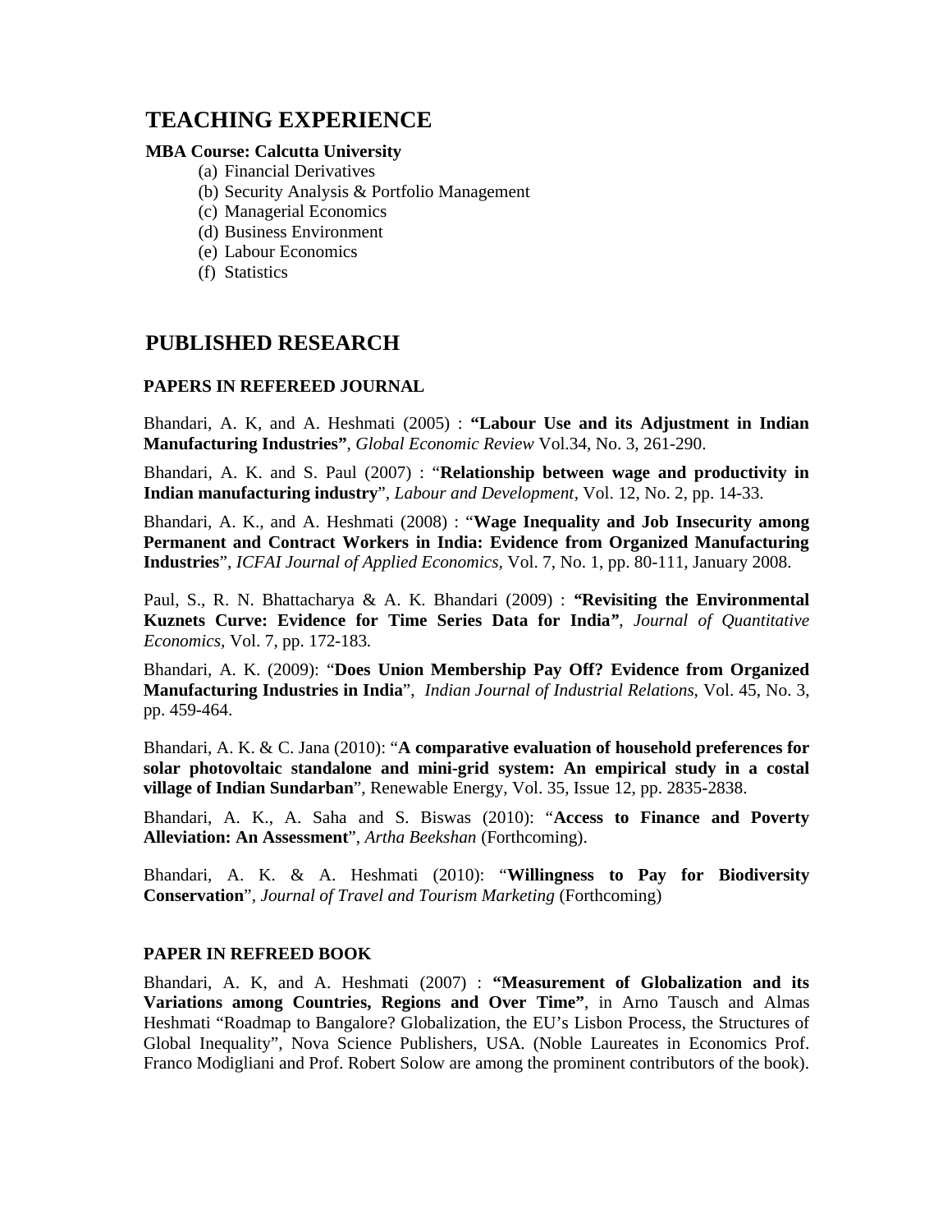# TEACHING EXPERIENCE

**MBA Course: Calcutta University**

(a) Financial Derivatives
(b) Security Analysis & Portfolio Management
(c) Managerial Economics
(d) Business Environment
(e) Labour Economics
(f) Statistics

# PUBLISHED RESEARCH

### PAPERS IN REFEREED JOURNAL

Bhandari, A. K, and A. Heshmati (2005) : **"Labour Use and its Adjustment in Indian Manufacturing Industries"**, *Global Economic Review* Vol.34, No. 3, 261-290.

Bhandari, A. K. and S. Paul (2007) : "**Relationship between wage and productivity in Indian manufacturing industry**", *Labour and Development*, Vol. 12, No. 2, pp. 14-33.

Bhandari, A. K., and A. Heshmati (2008) : "**Wage Inequality and Job Insecurity among Permanent and Contract Workers in India: Evidence from Organized Manufacturing Industries**", *ICFAI Journal of Applied Economics,* Vol. 7, No. 1, pp. 80-111, January 2008.

Paul, S., R. N. Bhattacharya & A. K. Bhandari (2009) : **"Revisiting the Environmental Kuznets Curve: Evidence for Time Series Data for India"**, *Journal of Quantitative Economics,* Vol. 7, pp. 172-183.

Bhandari, A. K. (2009): "**Does Union Membership Pay Off? Evidence from Organized Manufacturing Industries in India**", *Indian Journal of Industrial Relations*, Vol. 45, No. 3, pp. 459-464.

Bhandari, A. K. & C. Jana (2010): "**A comparative evaluation of household preferences for solar photovoltaic standalone and mini-grid system: An empirical study in a costal village of Indian Sundarban**", Renewable Energy, Vol. 35, Issue 12, pp. 2835-2838.

Bhandari, A. K., A. Saha and S. Biswas (2010): "**Access to Finance and Poverty Alleviation: An Assessment**", *Artha Beekshan* (Forthcoming).

Bhandari, A. K. & A. Heshmati (2010): "**Willingness to Pay for Biodiversity Conservation**", *Journal of Travel and Tourism Marketing* (Forthcoming)

### PAPER IN REFREED BOOK

Bhandari, A. K, and A. Heshmati (2007) : **"Measurement of Globalization and its Variations among Countries, Regions and Over Time"**, in Arno Tausch and Almas Heshmati "Roadmap to Bangalore? Globalization, the EU's Lisbon Process, the Structures of Global Inequality", Nova Science Publishers, USA. (Noble Laureates in Economics Prof. Franco Modigliani and Prof. Robert Solow are among the prominent contributors of the book).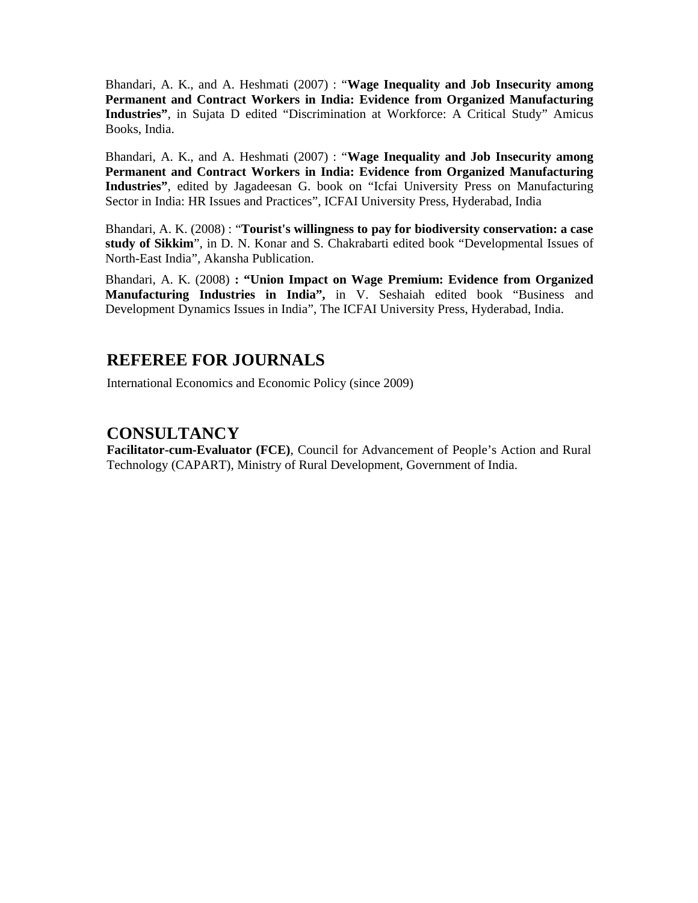Bhandari, A. K., and A. Heshmati (2007) : "**Wage Inequality and Job Insecurity among Permanent and Contract Workers in India: Evidence from Organized Manufacturing Industries"**, in Sujata D edited "Discrimination at Workforce: A Critical Study" Amicus Books, India.

Bhandari, A. K., and A. Heshmati (2007) : "**Wage Inequality and Job Insecurity among Permanent and Contract Workers in India: Evidence from Organized Manufacturing Industries"**, edited by Jagadeesan G. book on "Icfai University Press on Manufacturing Sector in India: HR Issues and Practices", ICFAI University Press, Hyderabad, India

Bhandari, A. K. (2008) : "**Tourist's willingness to pay for biodiversity conservation: a case study of Sikkim**", in D. N. Konar and S. Chakrabarti edited book "Developmental Issues of North-East India", Akansha Publication.

Bhandari, A. K. (2008) **: "Union Impact on Wage Premium: Evidence from Organized Manufacturing Industries in India",** in V. Seshaiah edited book "Business and Development Dynamics Issues in India", The ICFAI University Press, Hyderabad, India.

## REFEREE FOR JOURNALS

International Economics and Economic Policy (since 2009)

## CONSULTANCY

**Facilitator-cum-Evaluator (FCE)**, Council for Advancement of People's Action and Rural Technology (CAPART), Ministry of Rural Development, Government of India.